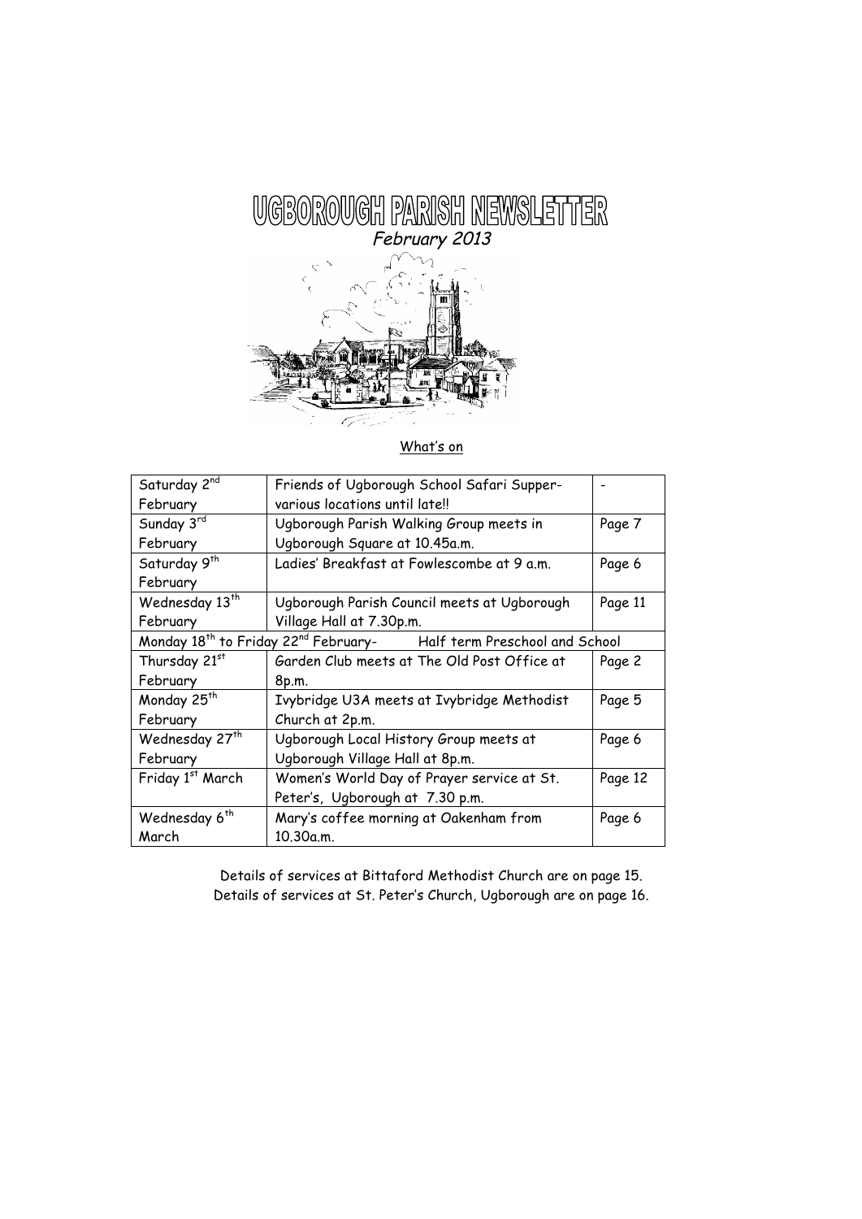# UGBOROUGH PARISH NEWSLETTER

*February 2013*

What's on

| | | |
|---|---|---|
| Saturday 2nd February | Friends of Ugborough School Safari Supper- various locations until late!! | - |
| Sunday 3rd February | Ugborough Parish Walking Group meets in Ugborough Square at 10.45a.m. | Page 7 |
| Saturday 9th February | Ladies' Breakfast at Fowlescombe at 9 a.m. | Page 6 |
| Wednesday 13th February | Ugborough Parish Council meets at Ugborough Village Hall at 7.30p.m. | Page 11 |
| Monday 18th to Friday 22nd February- | Half term Preschool and School | |
| Thursday 21st February | Garden Club meets at The Old Post Office at 8p.m. | Page 2 |
| Monday 25th February | Ivybridge U3A meets at Ivybridge Methodist Church at 2p.m. | Page 5 |
| Wednesday 27th February | Ugborough Local History Group meets at Ugborough Village Hall at 8p.m. | Page 6 |
| Friday 1st March | Women's World Day of Prayer service at St. Peter's, Ugborough at 7.30 p.m. | Page 12 |
| Wednesday 6th March | Mary's coffee morning at Oakenham from 10.30a.m. | Page 6 |

Details of services at Bittaford Methodist Church are on page 15.
Details of services at St. Peter's Church, Ugborough are on page 16.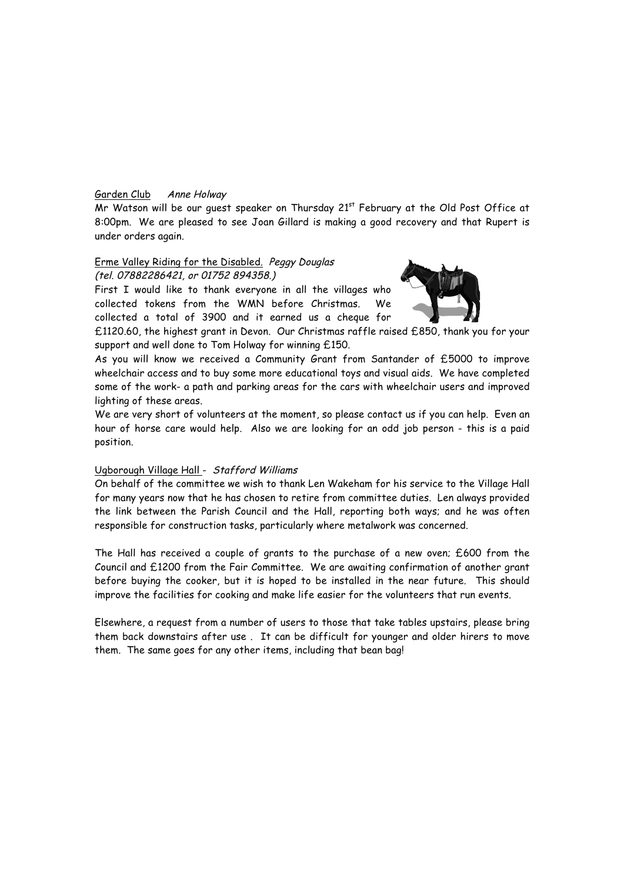Garden Club *Anne Holway*

Mr Watson will be our guest speaker on Thursday 21st February at the Old Post Office at 8:00pm. We are pleased to see Joan Gillard is making a good recovery and that Rupert is under orders again.

Erme Valley Riding for the Disabled. *Peggy Douglas (tel. 07882286421, or 01752 894358.)*

First I would like to thank everyone in all the villages who collected tokens from the WMN before Christmas. We collected a total of 3900 and it earned us a cheque for £1120.60, the highest grant in Devon. Our Christmas raffle raised £850, thank you for your support and well done to Tom Holway for winning £150.

As you will know we received a Community Grant from Santander of £5000 to improve wheelchair access and to buy some more educational toys and visual aids. We have completed some of the work- a path and parking areas for the cars with wheelchair users and improved lighting of these areas.

We are very short of volunteers at the moment, so please contact us if you can help. Even an hour of horse care would help. Also we are looking for an odd job person - this is a paid position.

Ugborough Village Hall - *Stafford Williams*

On behalf of the committee we wish to thank Len Wakeham for his service to the Village Hall for many years now that he has chosen to retire from committee duties. Len always provided the link between the Parish Council and the Hall, reporting both ways; and he was often responsible for construction tasks, particularly where metalwork was concerned.

The Hall has received a couple of grants to the purchase of a new oven; £600 from the Council and £1200 from the Fair Committee. We are awaiting confirmation of another grant before buying the cooker, but it is hoped to be installed in the near future. This should improve the facilities for cooking and make life easier for the volunteers that run events.

Elsewhere, a request from a number of users to those that take tables upstairs, please bring them back downstairs after use . It can be difficult for younger and older hirers to move them. The same goes for any other items, including that bean bag!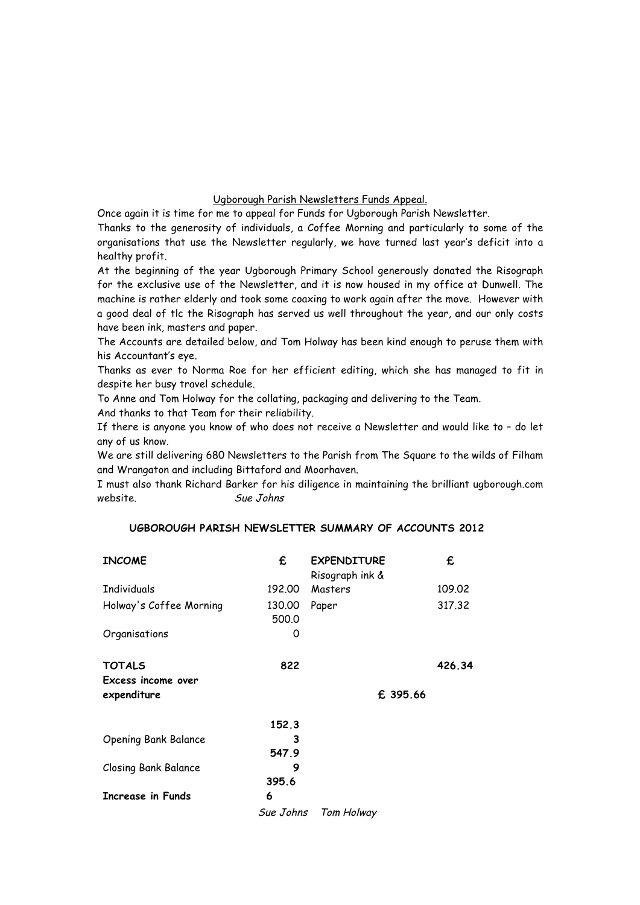Ugborough Parish Newsletters Funds Appeal.

Once again it is time for me to appeal for Funds for Ugborough Parish Newsletter.

Thanks to the generosity of individuals, a Coffee Morning and particularly to some of the organisations that use the Newsletter regularly, we have turned last year's deficit into a healthy profit.

At the beginning of the year Ugborough Primary School generously donated the Risograph for the exclusive use of the Newsletter, and it is now housed in my office at Dunwell. The machine is rather elderly and took some coaxing to work again after the move. However with a good deal of tlc the Risograph has served us well throughout the year, and our only costs have been ink, masters and paper.

The Accounts are detailed below, and Tom Holway has been kind enough to peruse them with his Accountant's eye.

Thanks as ever to Norma Roe for her efficient editing, which she has managed to fit in despite her busy travel schedule.

To Anne and Tom Holway for the collating, packaging and delivering to the Team.

And thanks to that Team for their reliability.

If there is anyone you know of who does not receive a Newsletter and would like to – do let any of us know.

We are still delivering 680 Newsletters to the Parish from The Square to the wilds of Filham and Wrangaton and including Bittaford and Moorhaven.

I must also thank Richard Barker for his diligence in maintaining the brilliant ugborough.com website. *Sue Johns*

**UGBOROUGH PARISH NEWSLETTER SUMMARY OF ACCOUNTS 2012**

| **INCOME** | **£** | **EXPENDITURE** | **£** |
|---|---|---|---|
| Individuals | 192.00 | Risograph ink & Masters | 109.02 |
| Holway's Coffee Morning | 130.00 | Paper | 317.32 |
| Organisations | 500.00 | | |
| **TOTALS** | **822** | | **426.34** |
| **Excess income over expenditure** | | **£ 395.66** | |
| Opening Bank Balance | **152.33** | | |
| Closing Bank Balance | **547.99** | | |
| **Increase in Funds** | **395.66** | | |

*Sue Johns* *Tom Holway*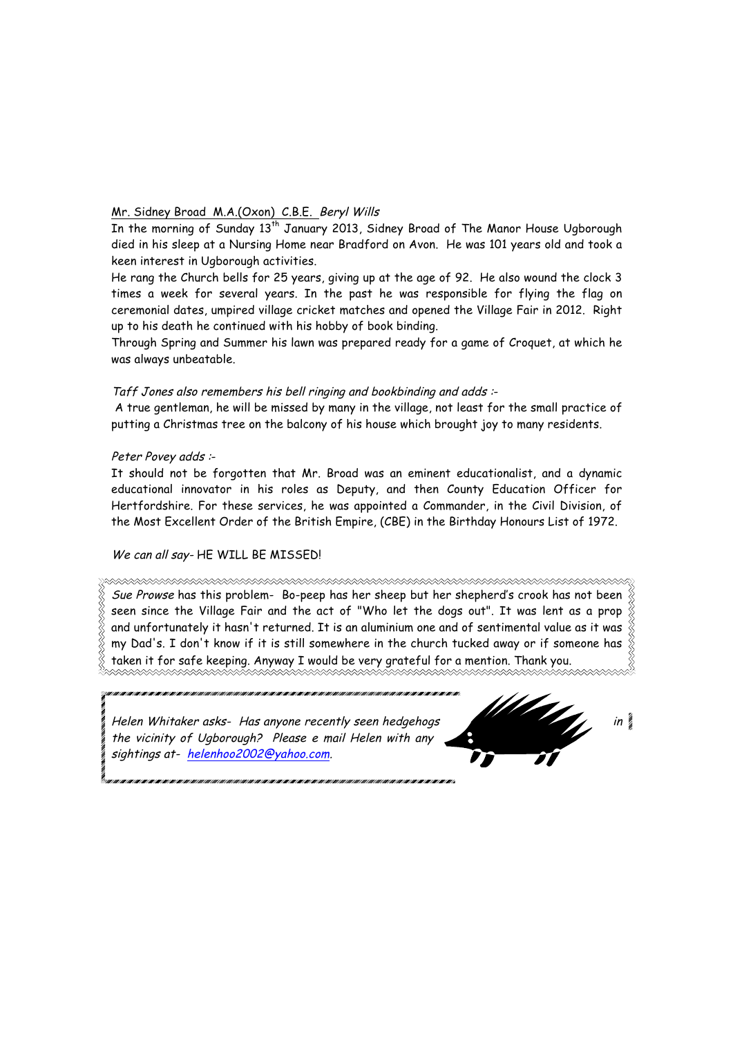Mr. Sidney Broad M.A.(Oxon) C.B.E. *Beryl Wills*

In the morning of Sunday 13th January 2013, Sidney Broad of The Manor House Ugborough died in his sleep at a Nursing Home near Bradford on Avon. He was 101 years old and took a keen interest in Ugborough activities.

He rang the Church bells for 25 years, giving up at the age of 92. He also wound the clock 3 times a week for several years. In the past he was responsible for flying the flag on ceremonial dates, umpired village cricket matches and opened the Village Fair in 2012. Right up to his death he continued with his hobby of book binding.

Through Spring and Summer his lawn was prepared ready for a game of Croquet, at which he was always unbeatable.

*Taff Jones also remembers his bell ringing and bookbinding and adds :-*

A true gentleman, he will be missed by many in the village, not least for the small practice of putting a Christmas tree on the balcony of his house which brought joy to many residents.

*Peter Povey adds :-*

It should not be forgotten that Mr. Broad was an eminent educationalist, and a dynamic educational innovator in his roles as Deputy, and then County Education Officer for Hertfordshire. For these services, he was appointed a Commander, in the Civil Division, of the Most Excellent Order of the British Empire, (CBE) in the Birthday Honours List of 1972.

*We can all say-* HE WILL BE MISSED!

---

*Sue Prowse* has this problem- Bo-peep has her sheep but her shepherd's crook has not been seen since the Village Fair and the act of "Who let the dogs out". It was lent as a prop and unfortunately it hasn't returned. It is an aluminium one and of sentimental value as it was my Dad's. I don't know if it is still somewhere in the church tucked away or if someone has taken it for safe keeping. Anyway I would be very grateful for a mention. Thank you.

---

*Helen Whitaker asks- Has anyone recently seen hedgehogs in the vicinity of Ugborough? Please e mail Helen with any sightings at- helenhoo2002@yahoo.com.*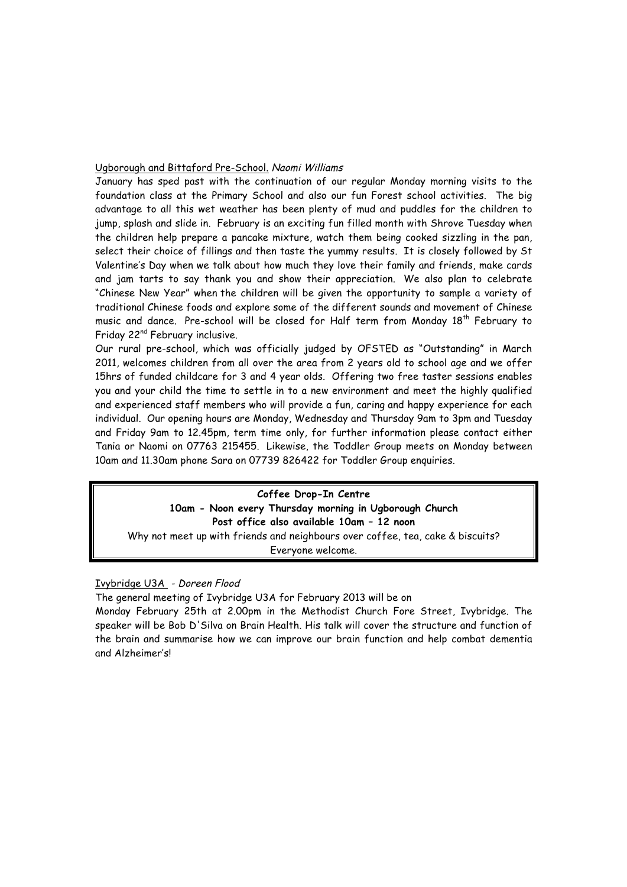Ugborough and Bittaford Pre-School. *Naomi Williams*

January has sped past with the continuation of our regular Monday morning visits to the foundation class at the Primary School and also our fun Forest school activities. The big advantage to all this wet weather has been plenty of mud and puddles for the children to jump, splash and slide in. February is an exciting fun filled month with Shrove Tuesday when the children help prepare a pancake mixture, watch them being cooked sizzling in the pan, select their choice of fillings and then taste the yummy results. It is closely followed by St Valentine's Day when we talk about how much they love their family and friends, make cards and jam tarts to say thank you and show their appreciation. We also plan to celebrate "Chinese New Year" when the children will be given the opportunity to sample a variety of traditional Chinese foods and explore some of the different sounds and movement of Chinese music and dance. Pre-school will be closed for Half term from Monday 18th February to Friday 22nd February inclusive.

Our rural pre-school, which was officially judged by OFSTED as "Outstanding" in March 2011, welcomes children from all over the area from 2 years old to school age and we offer 15hrs of funded childcare for 3 and 4 year olds. Offering two free taster sessions enables you and your child the time to settle in to a new environment and meet the highly qualified and experienced staff members who will provide a fun, caring and happy experience for each individual. Our opening hours are Monday, Wednesday and Thursday 9am to 3pm and Tuesday and Friday 9am to 12.45pm, term time only, for further information please contact either Tania or Naomi on 07763 215455. Likewise, the Toddler Group meets on Monday between 10am and 11.30am phone Sara on 07739 826422 for Toddler Group enquiries.

**Coffee Drop-In Centre**
**10am - Noon every Thursday morning in Ugborough Church**
**Post office also available 10am – 12 noon**
Why not meet up with friends and neighbours over coffee, tea, cake & biscuits?
Everyone welcome.

Ivybridge U3A - *Doreen Flood*

The general meeting of Ivybridge U3A for February 2013 will be on

Monday February 25th at 2.00pm in the Methodist Church Fore Street, Ivybridge. The speaker will be Bob D'Silva on Brain Health. His talk will cover the structure and function of the brain and summarise how we can improve our brain function and help combat dementia and Alzheimer's!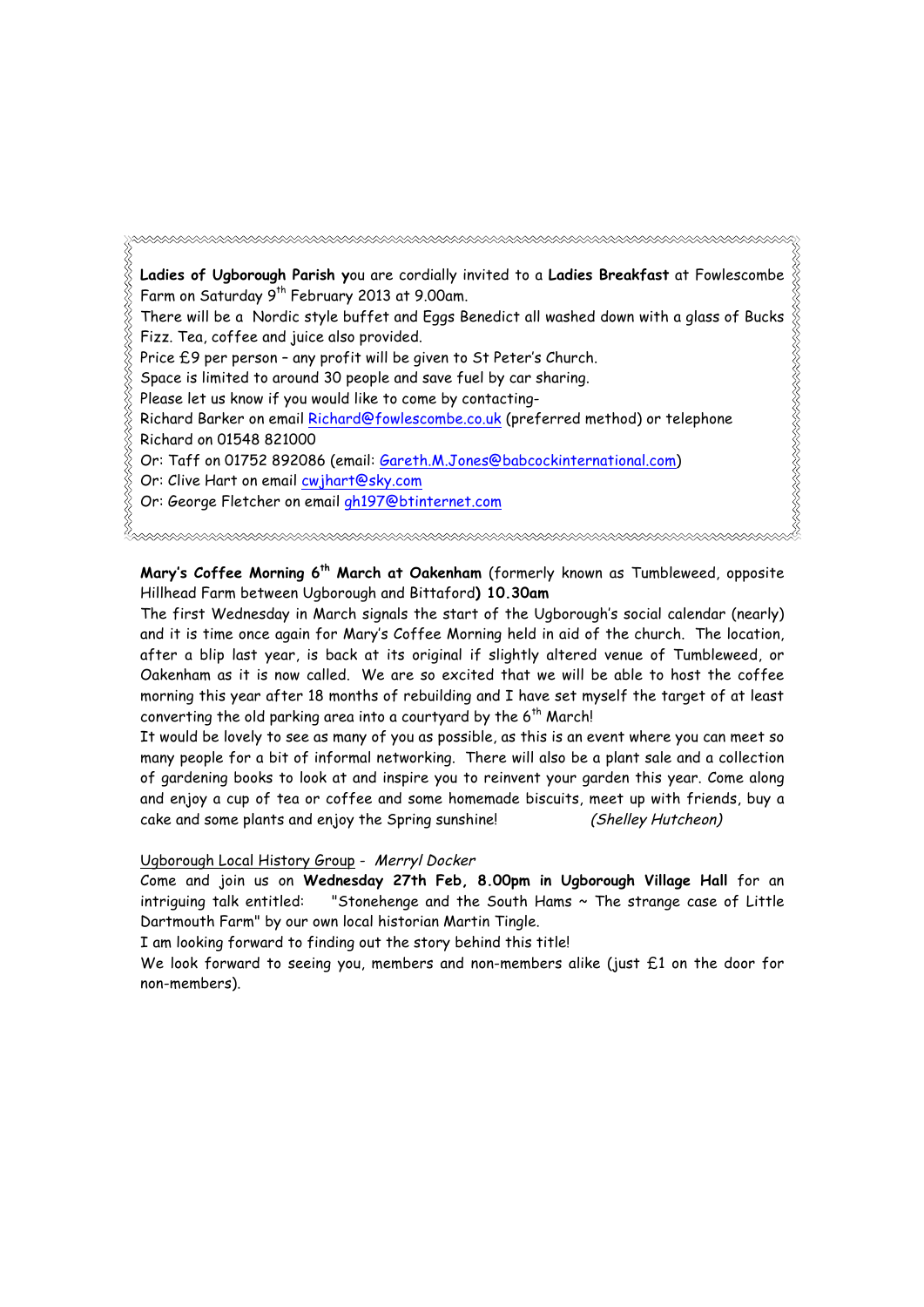**Ladies of Ugborough Parish y**ou are cordially invited to a **Ladies Breakfast** at Fowlescombe Farm on Saturday 9th February 2013 at 9.00am.

There will be a Nordic style buffet and Eggs Benedict all washed down with a glass of Bucks Fizz. Tea, coffee and juice also provided.

Price £9 per person – any profit will be given to St Peter's Church.

Space is limited to around 30 people and save fuel by car sharing.

Please let us know if you would like to come by contacting-

Richard Barker on email Richard@fowlescombe.co.uk (preferred method) or telephone Richard on 01548 821000

Or: Taff on 01752 892086 (email: Gareth.M.Jones@babcockinternational.com)

Or: Clive Hart on email cwjhart@sky.com

Or: George Fletcher on email gh197@btinternet.com

**Mary's Coffee Morning 6th March at Oakenham** (formerly known as Tumbleweed, opposite Hillhead Farm between Ugborough and Bittaford**) 10.30am**

The first Wednesday in March signals the start of the Ugborough's social calendar (nearly) and it is time once again for Mary's Coffee Morning held in aid of the church. The location, after a blip last year, is back at its original if slightly altered venue of Tumbleweed, or Oakenham as it is now called. We are so excited that we will be able to host the coffee morning this year after 18 months of rebuilding and I have set myself the target of at least converting the old parking area into a courtyard by the 6th March!

It would be lovely to see as many of you as possible, as this is an event where you can meet so many people for a bit of informal networking. There will also be a plant sale and a collection of gardening books to look at and inspire you to reinvent your garden this year. Come along and enjoy a cup of tea or coffee and some homemade biscuits, meet up with friends, buy a cake and some plants and enjoy the Spring sunshine! *(Shelley Hutcheon)*

Ugborough Local History Group - *Merryl Docker*

Come and join us on **Wednesday 27th Feb, 8.00pm in Ugborough Village Hall** for an intriguing talk entitled: "Stonehenge and the South Hams ~ The strange case of Little Dartmouth Farm" by our own local historian Martin Tingle.

I am looking forward to finding out the story behind this title!

We look forward to seeing you, members and non-members alike (just £1 on the door for non-members).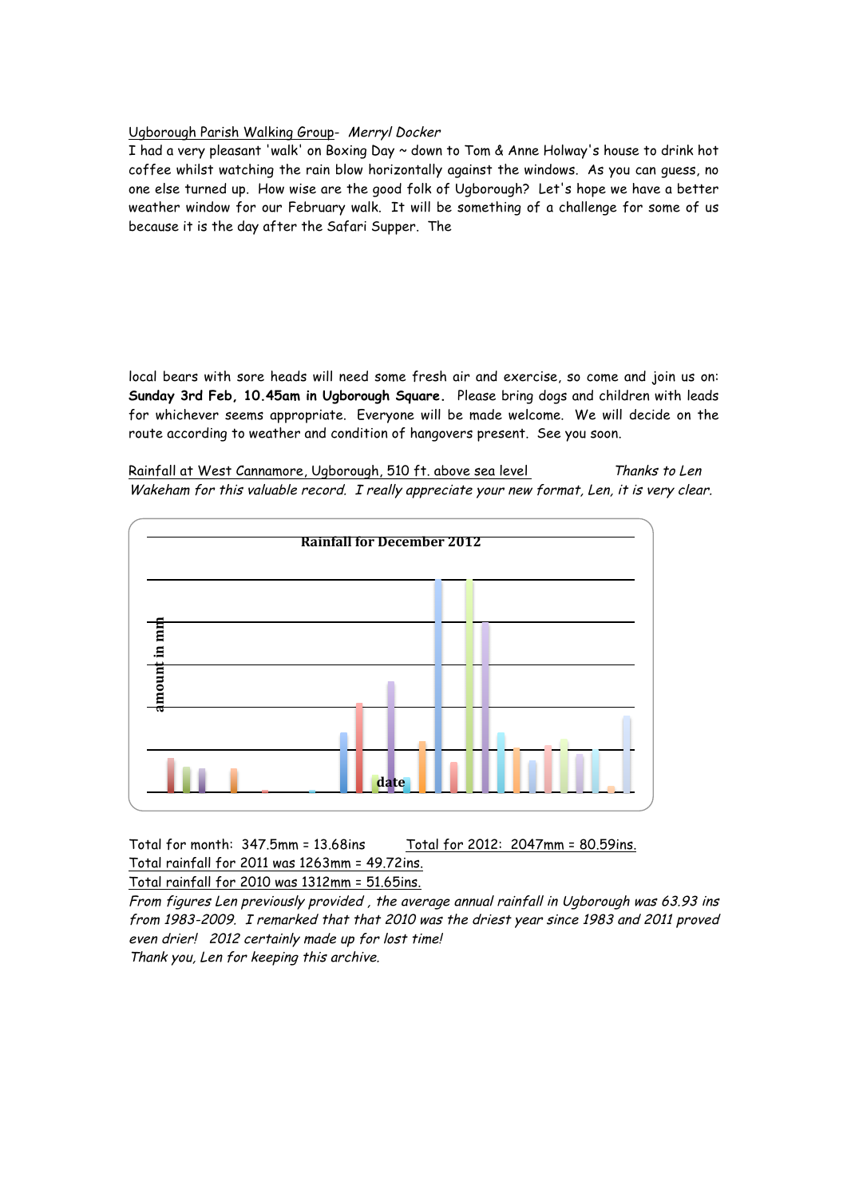Ugborough Parish Walking Group- *Merryl Docker*

I had a very pleasant 'walk' on Boxing Day ~ down to Tom & Anne Holway's house to drink hot coffee whilst watching the rain blow horizontally against the windows. As you can guess, no one else turned up. How wise are the good folk of Ugborough? Let's hope we have a better weather window for our February walk. It will be something of a challenge for some of us because it is the day after the Safari Supper. The local bears with sore heads will need some fresh air and exercise, so come and join us on: **Sunday 3rd Feb, 10.45am in Ugborough Square.** Please bring dogs and children with leads for whichever seems appropriate. Everyone will be made welcome. We will decide on the route according to weather and condition of hangovers present. See you soon.

Rainfall at West Cannamore, Ugborough, 510 ft. above sea level *Thanks to Len Wakeham for this valuable record. I really appreciate your new format, Len, it is very clear.*

**Rainfall for December 2012**

amount in mm

date

Total for month: 347.5mm = 13.68ins Total for 2012: 2047mm = 80.59ins.

Total rainfall for 2011 was 1263mm = 49.72ins.

Total rainfall for 2010 was 1312mm = 51.65ins.

*From figures Len previously provided , the average annual rainfall in Ugborough was 63.93 ins from 1983-2009. I remarked that that 2010 was the driest year since 1983 and 2011 proved even drier! 2012 certainly made up for lost time!*

*Thank you, Len for keeping this archive.*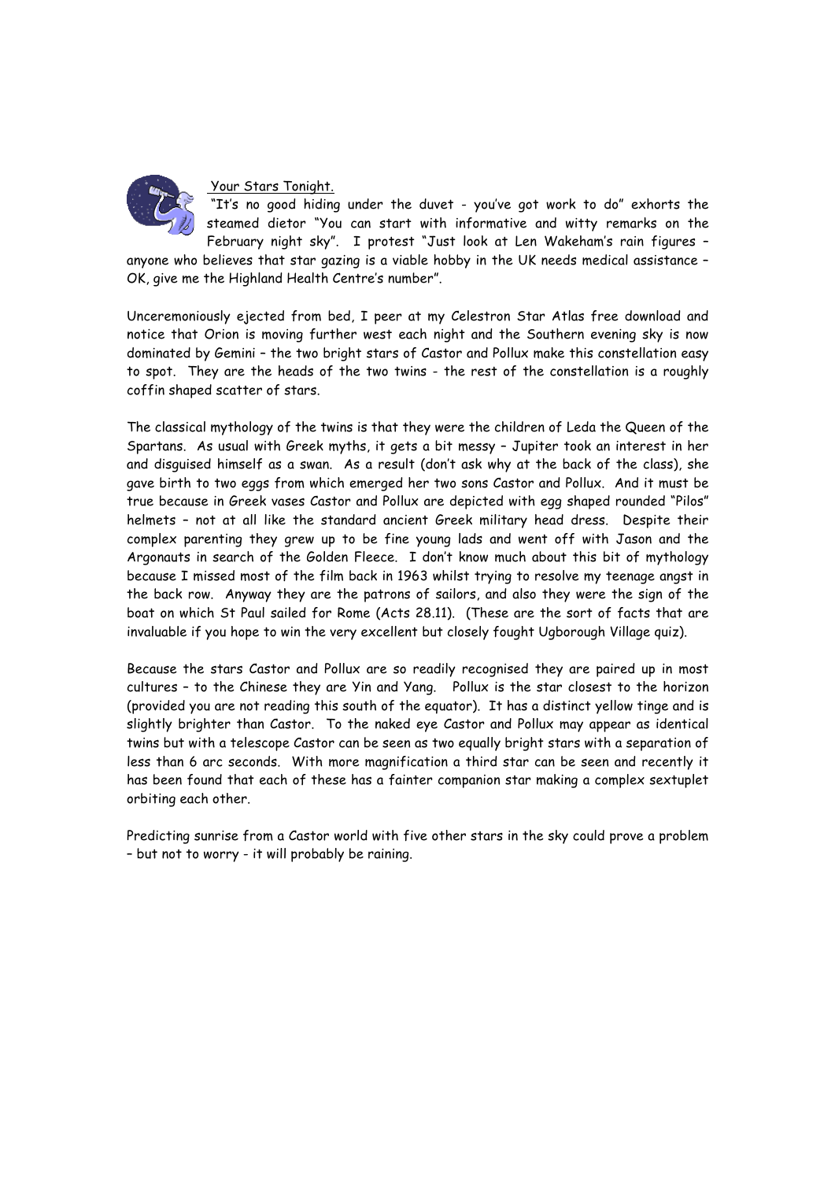Your Stars Tonight.

"It's no good hiding under the duvet - you've got work to do" exhorts the steamed dietor "You can start with informative and witty remarks on the February night sky". I protest "Just look at Len Wakeham's rain figures – anyone who believes that star gazing is a viable hobby in the UK needs medical assistance – OK, give me the Highland Health Centre's number".

Unceremoniously ejected from bed, I peer at my Celestron Star Atlas free download and notice that Orion is moving further west each night and the Southern evening sky is now dominated by Gemini – the two bright stars of Castor and Pollux make this constellation easy to spot. They are the heads of the two twins - the rest of the constellation is a roughly coffin shaped scatter of stars.

The classical mythology of the twins is that they were the children of Leda the Queen of the Spartans. As usual with Greek myths, it gets a bit messy – Jupiter took an interest in her and disguised himself as a swan. As a result (don't ask why at the back of the class), she gave birth to two eggs from which emerged her two sons Castor and Pollux. And it must be true because in Greek vases Castor and Pollux are depicted with egg shaped rounded "Pilos" helmets – not at all like the standard ancient Greek military head dress. Despite their complex parenting they grew up to be fine young lads and went off with Jason and the Argonauts in search of the Golden Fleece. I don't know much about this bit of mythology because I missed most of the film back in 1963 whilst trying to resolve my teenage angst in the back row. Anyway they are the patrons of sailors, and also they were the sign of the boat on which St Paul sailed for Rome (Acts 28.11). (These are the sort of facts that are invaluable if you hope to win the very excellent but closely fought Ugborough Village quiz).

Because the stars Castor and Pollux are so readily recognised they are paired up in most cultures – to the Chinese they are Yin and Yang. Pollux is the star closest to the horizon (provided you are not reading this south of the equator). It has a distinct yellow tinge and is slightly brighter than Castor. To the naked eye Castor and Pollux may appear as identical twins but with a telescope Castor can be seen as two equally bright stars with a separation of less than 6 arc seconds. With more magnification a third star can be seen and recently it has been found that each of these has a fainter companion star making a complex sextuplet orbiting each other.

Predicting sunrise from a Castor world with five other stars in the sky could prove a problem – but not to worry - it will probably be raining.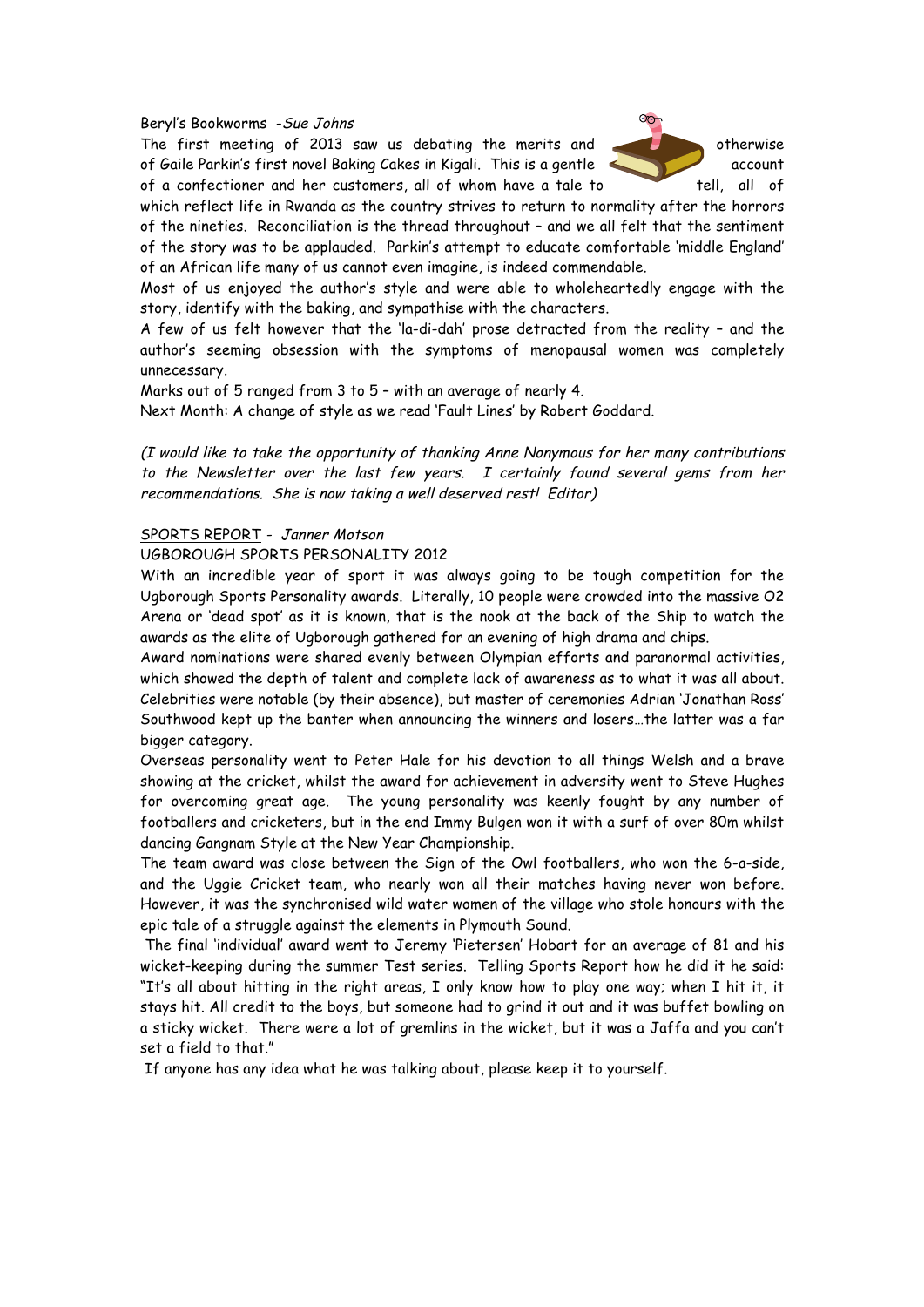Beryl's Bookworms -*Sue Johns*

The first meeting of 2013 saw us debating the merits and otherwise of Gaile Parkin's first novel Baking Cakes in Kigali. This is a gentle account of a confectioner and her customers, all of whom have a tale to tell, all of which reflect life in Rwanda as the country strives to return to normality after the horrors of the nineties. Reconciliation is the thread throughout – and we all felt that the sentiment of the story was to be applauded. Parkin's attempt to educate comfortable 'middle England' of an African life many of us cannot even imagine, is indeed commendable.

Most of us enjoyed the author's style and were able to wholeheartedly engage with the story, identify with the baking, and sympathise with the characters.

A few of us felt however that the 'la-di-dah' prose detracted from the reality – and the author's seeming obsession with the symptoms of menopausal women was completely unnecessary.

Marks out of 5 ranged from 3 to 5 – with an average of nearly 4.

Next Month: A change of style as we read 'Fault Lines' by Robert Goddard.

*(I would like to take the opportunity of thanking Anne Nonymous for her many contributions to the Newsletter over the last few years. I certainly found several gems from her recommendations. She is now taking a well deserved rest! Editor)*

SPORTS REPORT - *Janner Motson*

UGBOROUGH SPORTS PERSONALITY 2012

With an incredible year of sport it was always going to be tough competition for the Ugborough Sports Personality awards. Literally, 10 people were crowded into the massive O2 Arena or 'dead spot' as it is known, that is the nook at the back of the Ship to watch the awards as the elite of Ugborough gathered for an evening of high drama and chips.

Award nominations were shared evenly between Olympian efforts and paranormal activities, which showed the depth of talent and complete lack of awareness as to what it was all about. Celebrities were notable (by their absence), but master of ceremonies Adrian 'Jonathan Ross' Southwood kept up the banter when announcing the winners and losers…the latter was a far bigger category.

Overseas personality went to Peter Hale for his devotion to all things Welsh and a brave showing at the cricket, whilst the award for achievement in adversity went to Steve Hughes for overcoming great age. The young personality was keenly fought by any number of footballers and cricketers, but in the end Immy Bulgen won it with a surf of over 80m whilst dancing Gangnam Style at the New Year Championship.

The team award was close between the Sign of the Owl footballers, who won the 6-a-side, and the Uggie Cricket team, who nearly won all their matches having never won before. However, it was the synchronised wild water women of the village who stole honours with the epic tale of a struggle against the elements in Plymouth Sound.

The final 'individual' award went to Jeremy 'Pietersen' Hobart for an average of 81 and his wicket-keeping during the summer Test series. Telling Sports Report how he did it he said: "It's all about hitting in the right areas, I only know how to play one way; when I hit it, it stays hit. All credit to the boys, but someone had to grind it out and it was buffet bowling on a sticky wicket. There were a lot of gremlins in the wicket, but it was a Jaffa and you can't set a field to that."

If anyone has any idea what he was talking about, please keep it to yourself.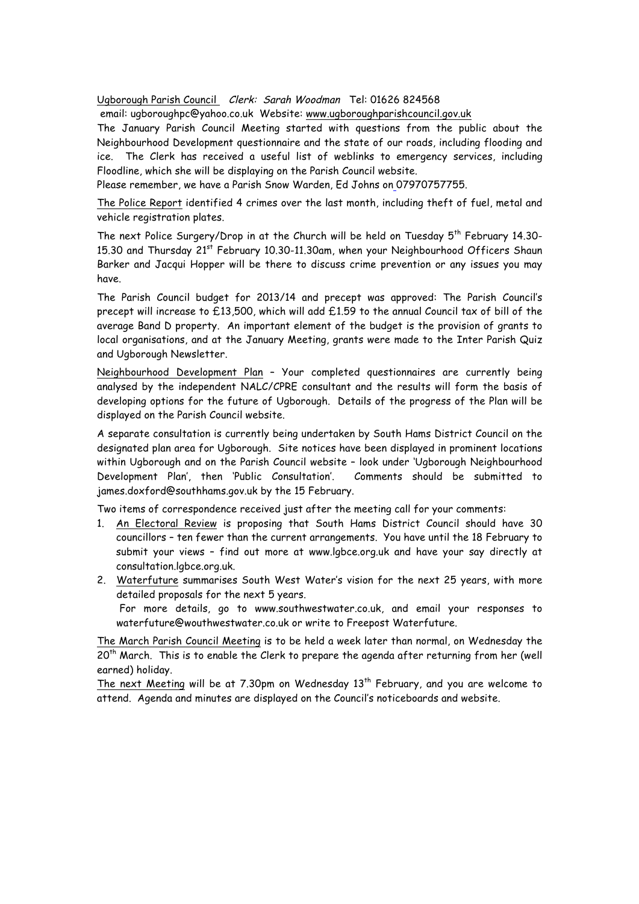Ugborough Parish Council *Clerk: Sarah Woodman* Tel: 01626 824568
email: ugboroughpc@yahoo.co.uk Website: www.ugboroughparishcouncil.gov.uk

The January Parish Council Meeting started with questions from the public about the Neighbourhood Development questionnaire and the state of our roads, including flooding and ice. The Clerk has received a useful list of weblinks to emergency services, including Floodline, which she will be displaying on the Parish Council website.

Please remember, we have a Parish Snow Warden, Ed Johns on 07970757755.

The Police Report identified 4 crimes over the last month, including theft of fuel, metal and vehicle registration plates.

The next Police Surgery/Drop in at the Church will be held on Tuesday 5th February 14.30-15.30 and Thursday 21st February 10.30-11.30am, when your Neighbourhood Officers Shaun Barker and Jacqui Hopper will be there to discuss crime prevention or any issues you may have.

The Parish Council budget for 2013/14 and precept was approved: The Parish Council's precept will increase to £13,500, which will add £1.59 to the annual Council tax of bill of the average Band D property. An important element of the budget is the provision of grants to local organisations, and at the January Meeting, grants were made to the Inter Parish Quiz and Ugborough Newsletter.

Neighbourhood Development Plan – Your completed questionnaires are currently being analysed by the independent NALC/CPRE consultant and the results will form the basis of developing options for the future of Ugborough. Details of the progress of the Plan will be displayed on the Parish Council website.

A separate consultation is currently being undertaken by South Hams District Council on the designated plan area for Ugborough. Site notices have been displayed in prominent locations within Ugborough and on the Parish Council website – look under 'Ugborough Neighbourhood Development Plan', then 'Public Consultation'. Comments should be submitted to james.doxford@southhams.gov.uk by the 15 February.

Two items of correspondence received just after the meeting call for your comments:

1. An Electoral Review is proposing that South Hams District Council should have 30 councillors – ten fewer than the current arrangements. You have until the 18 February to submit your views – find out more at www.lgbce.org.uk and have your say directly at consultation.lgbce.org.uk.
2. Waterfuture summarises South West Water's vision for the next 25 years, with more detailed proposals for the next 5 years.
   For more details, go to www.southwestwater.co.uk, and email your responses to waterfuture@wouthwestwater.co.uk or write to Freepost Waterfuture.

The March Parish Council Meeting is to be held a week later than normal, on Wednesday the 20th March. This is to enable the Clerk to prepare the agenda after returning from her (well earned) holiday.

The next Meeting will be at 7.30pm on Wednesday 13th February, and you are welcome to attend. Agenda and minutes are displayed on the Council's noticeboards and website.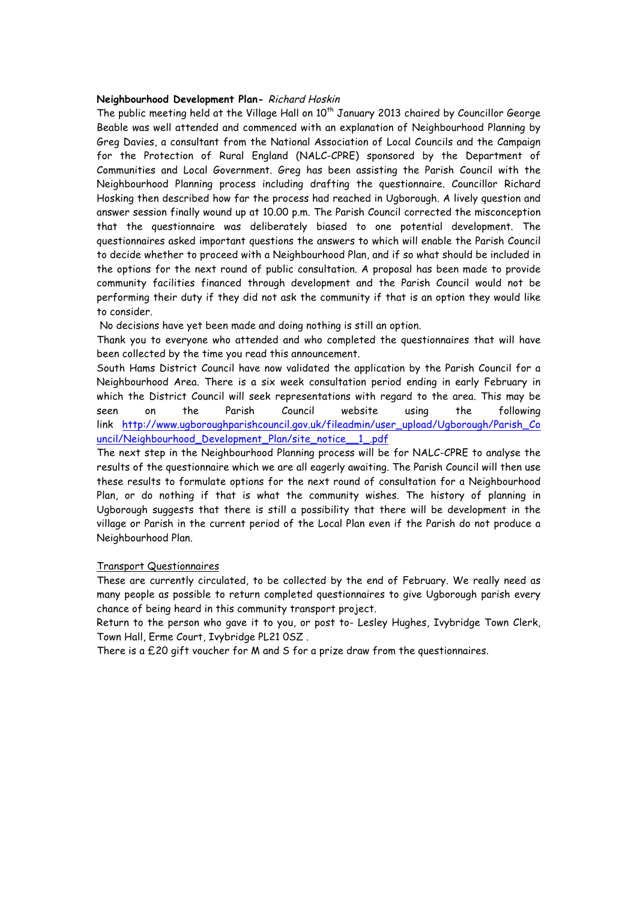**Neighbourhood Development Plan-** *Richard Hoskin*

The public meeting held at the Village Hall on 10th January 2013 chaired by Councillor George Beable was well attended and commenced with an explanation of Neighbourhood Planning by Greg Davies, a consultant from the National Association of Local Councils and the Campaign for the Protection of Rural England (NALC-CPRE) sponsored by the Department of Communities and Local Government. Greg has been assisting the Parish Council with the Neighbourhood Planning process including drafting the questionnaire. Councillor Richard Hosking then described how far the process had reached in Ugborough. A lively question and answer session finally wound up at 10.00 p.m. The Parish Council corrected the misconception that the questionnaire was deliberately biased to one potential development. The questionnaires asked important questions the answers to which will enable the Parish Council to decide whether to proceed with a Neighbourhood Plan, and if so what should be included in the options for the next round of public consultation. A proposal has been made to provide community facilities financed through development and the Parish Council would not be performing their duty if they did not ask the community if that is an option they would like to consider.

No decisions have yet been made and doing nothing is still an option.

Thank you to everyone who attended and who completed the questionnaires that will have been collected by the time you read this announcement.

South Hams District Council have now validated the application by the Parish Council for a Neighbourhood Area. There is a six week consultation period ending in early February in which the District Council will seek representations with regard to the area. This may be seen on the Parish Council website using the following link http://www.ugboroughparishcouncil.gov.uk/fileadmin/user_upload/Ugborough/Parish_Council/Neighbourhood_Development_Plan/site_notice__1_.pdf

The next step in the Neighbourhood Planning process will be for NALC-CPRE to analyse the results of the questionnaire which we are all eagerly awaiting. The Parish Council will then use these results to formulate options for the next round of consultation for a Neighbourhood Plan, or do nothing if that is what the community wishes. The history of planning in Ugborough suggests that there is still a possibility that there will be development in the village or Parish in the current period of the Local Plan even if the Parish do not produce a Neighbourhood Plan.

Transport Questionnaires

These are currently circulated, to be collected by the end of February. We really need as many people as possible to return completed questionnaires to give Ugborough parish every chance of being heard in this community transport project.

Return to the person who gave it to you, or post to- Lesley Hughes, Ivybridge Town Clerk, Town Hall, Erme Court, Ivybridge PL21 0SZ .

There is a £20 gift voucher for M and S for a prize draw from the questionnaires.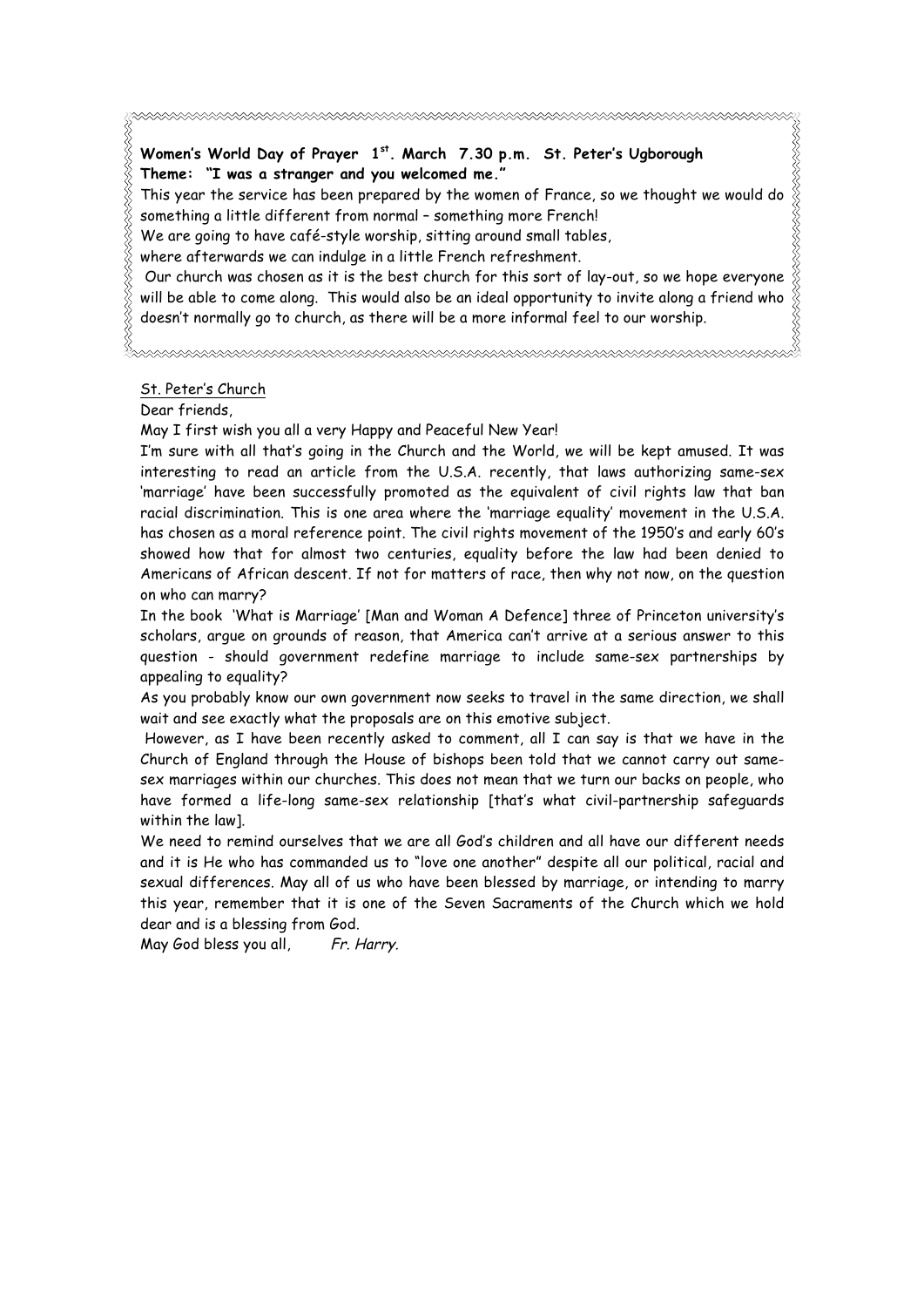**Women's World Day of Prayer 1st. March 7.30 p.m. St. Peter's Ugborough**
**Theme: "I was a stranger and you welcomed me."**

This year the service has been prepared by the women of France, so we thought we would do something a little different from normal – something more French!

We are going to have café-style worship, sitting around small tables, where afterwards we can indulge in a little French refreshment.

Our church was chosen as it is the best church for this sort of lay-out, so we hope everyone will be able to come along. This would also be an ideal opportunity to invite along a friend who doesn't normally go to church, as there will be a more informal feel to our worship.

---

St. Peter's Church

Dear friends,

May I first wish you all a very Happy and Peaceful New Year!

I'm sure with all that's going in the Church and the World, we will be kept amused. It was interesting to read an article from the U.S.A. recently, that laws authorizing same-sex 'marriage' have been successfully promoted as the equivalent of civil rights law that ban racial discrimination. This is one area where the 'marriage equality' movement in the U.S.A. has chosen as a moral reference point. The civil rights movement of the 1950's and early 60's showed how that for almost two centuries, equality before the law had been denied to Americans of African descent. If not for matters of race, then why not now, on the question on who can marry?

In the book 'What is Marriage' [Man and Woman A Defence] three of Princeton university's scholars, argue on grounds of reason, that America can't arrive at a serious answer to this question - should government redefine marriage to include same-sex partnerships by appealing to equality?

As you probably know our own government now seeks to travel in the same direction, we shall wait and see exactly what the proposals are on this emotive subject.

However, as I have been recently asked to comment, all I can say is that we have in the Church of England through the House of bishops been told that we cannot carry out same-sex marriages within our churches. This does not mean that we turn our backs on people, who have formed a life-long same-sex relationship [that's what civil-partnership safeguards within the law].

We need to remind ourselves that we are all God's children and all have our different needs and it is He who has commanded us to "love one another" despite all our political, racial and sexual differences. May all of us who have been blessed by marriage, or intending to marry this year, remember that it is one of the Seven Sacraments of the Church which we hold dear and is a blessing from God.

May God bless you all, *Fr. Harry.*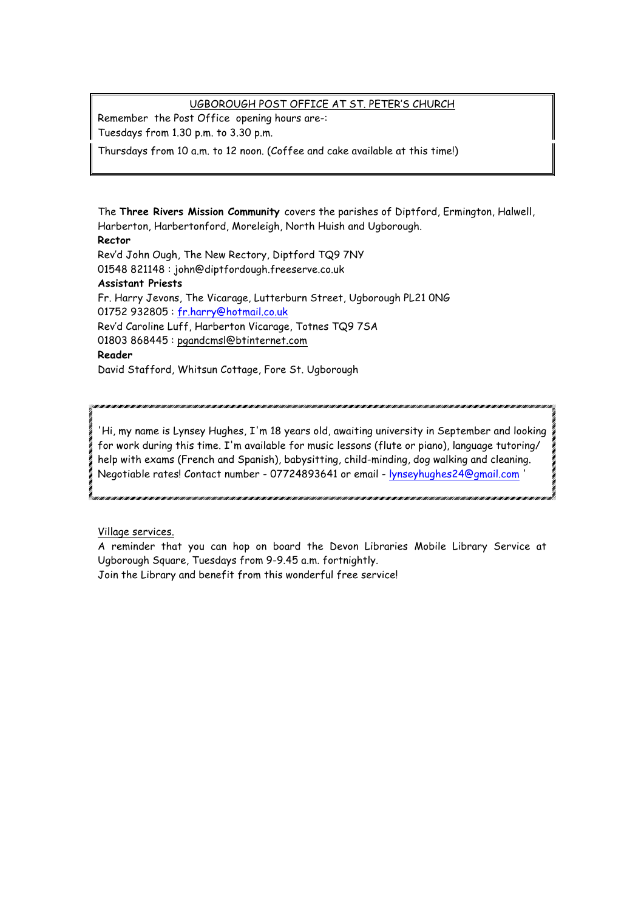UGBOROUGH POST OFFICE AT ST. PETER'S CHURCH

Remember the Post Office opening hours are-:
Tuesdays from 1.30 p.m. to 3.30 p.m.

Thursdays from 10 a.m. to 12 noon. (Coffee and cake available at this time!)

The **Three Rivers Mission Community** covers the parishes of Diptford, Ermington, Halwell, Harberton, Harbertonford, Moreleigh, North Huish and Ugborough.

**Rector**
Rev'd John Ough, The New Rectory, Diptford TQ9 7NY
01548 821148 : john@diptfordough.freeserve.co.uk

**Assistant Priests**
Fr. Harry Jevons, The Vicarage, Lutterburn Street, Ugborough PL21 0NG
01752 932805 : fr.harry@hotmail.co.uk
Rev'd Caroline Luff, Harberton Vicarage, Totnes TQ9 7SA
01803 868445 : pgandcmsl@btinternet.com

**Reader**
David Stafford, Whitsun Cottage, Fore St. Ugborough

'Hi, my name is Lynsey Hughes, I'm 18 years old, awaiting university in September and looking for work during this time. I'm available for music lessons (flute or piano), language tutoring/ help with exams (French and Spanish), babysitting, child-minding, dog walking and cleaning. Negotiable rates! Contact number - 07724893641 or email - lynseyhughes24@gmail.com '

Village services.

A reminder that you can hop on board the Devon Libraries Mobile Library Service at Ugborough Square, Tuesdays from 9-9.45 a.m. fortnightly.
Join the Library and benefit from this wonderful free service!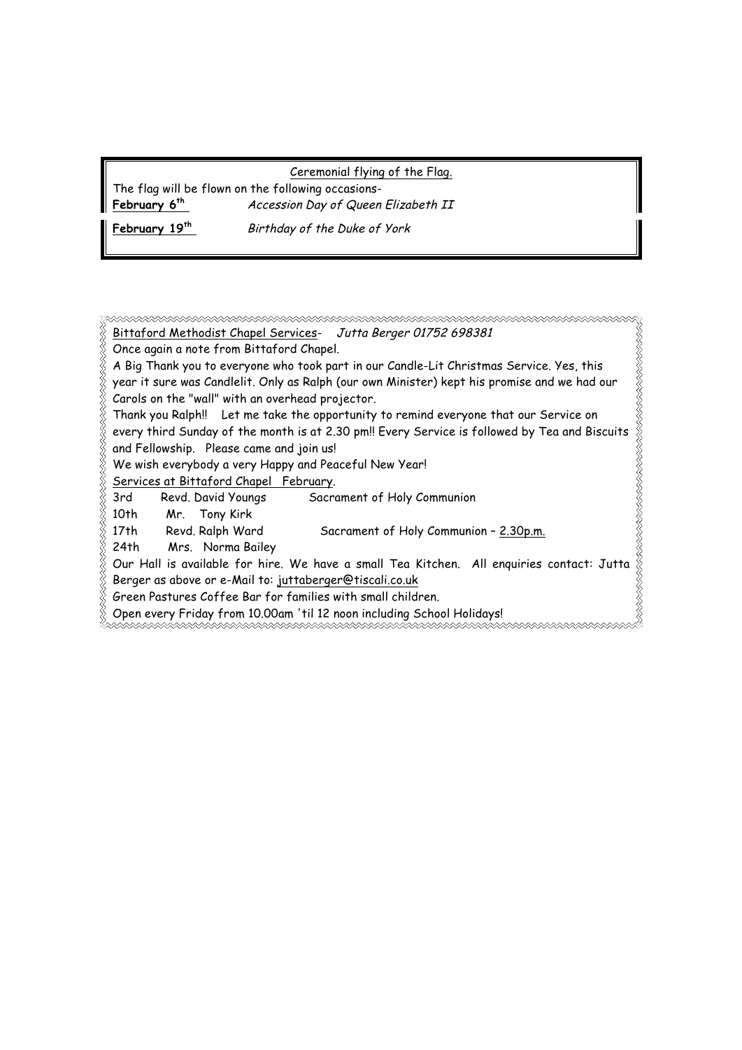<u>Ceremonial flying of the Flag.</u>

The flag will be flown on the following occasions-

**February 6th** *Accession Day of Queen Elizabeth II*

**February 19th** *Birthday of the Duke of York*

<u>Bittaford Methodist Chapel Services</u>- *Jutta Berger 01752 698381*

Once again a note from Bittaford Chapel.

A Big Thank you to everyone who took part in our Candle-Lit Christmas Service. Yes, this year it sure was Candlelit. Only as Ralph (our own Minister) kept his promise and we had our Carols on the "wall" with an overhead projector.

Thank you Ralph!! Let me take the opportunity to remind everyone that our Service on every third Sunday of the month is at 2.30 pm!! Every Service is followed by Tea and Biscuits and Fellowship. Please came and join us!

We wish everybody a very Happy and Peaceful New Year!

<u>Services at Bittaford Chapel February</u>.

| | | |
|---|---|---|
| 3rd | Revd. David Youngs | Sacrament of Holy Communion |
| 10th | Mr. Tony Kirk | |
| 17th | Revd. Ralph Ward | Sacrament of Holy Communion – <u>2.30p.m.</u> |
| 24th | Mrs. Norma Bailey | |

Our Hall is available for hire. We have a small Tea Kitchen. All enquiries contact: Jutta Berger as above or e-Mail to: juttaberger@tiscali.co.uk

Green Pastures Coffee Bar for families with small children.

Open every Friday from 10.00am 'til 12 noon including School Holidays!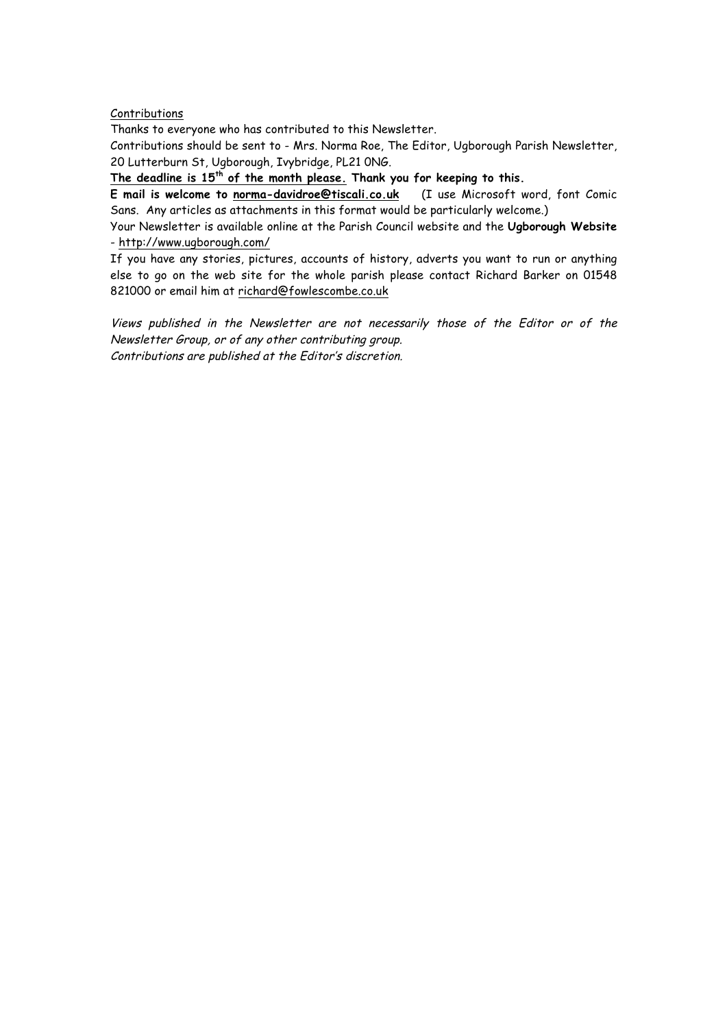Contributions

Thanks to everyone who has contributed to this Newsletter.

Contributions should be sent to - Mrs. Norma Roe, The Editor, Ugborough Parish Newsletter, 20 Lutterburn St, Ugborough, Ivybridge, PL21 0NG.

**The deadline is 15th of the month please. Thank you for keeping to this.**

**E mail is welcome to norma-davidroe@tiscali.co.uk** (I use Microsoft word, font Comic Sans. Any articles as attachments in this format would be particularly welcome.)

Your Newsletter is available online at the Parish Council website and the **Ugborough Website** - http://www.ugborough.com/

If you have any stories, pictures, accounts of history, adverts you want to run or anything else to go on the web site for the whole parish please contact Richard Barker on 01548 821000 or email him at richard@fowlescombe.co.uk

*Views published in the Newsletter are not necessarily those of the Editor or of the Newsletter Group, or of any other contributing group.*
*Contributions are published at the Editor's discretion.*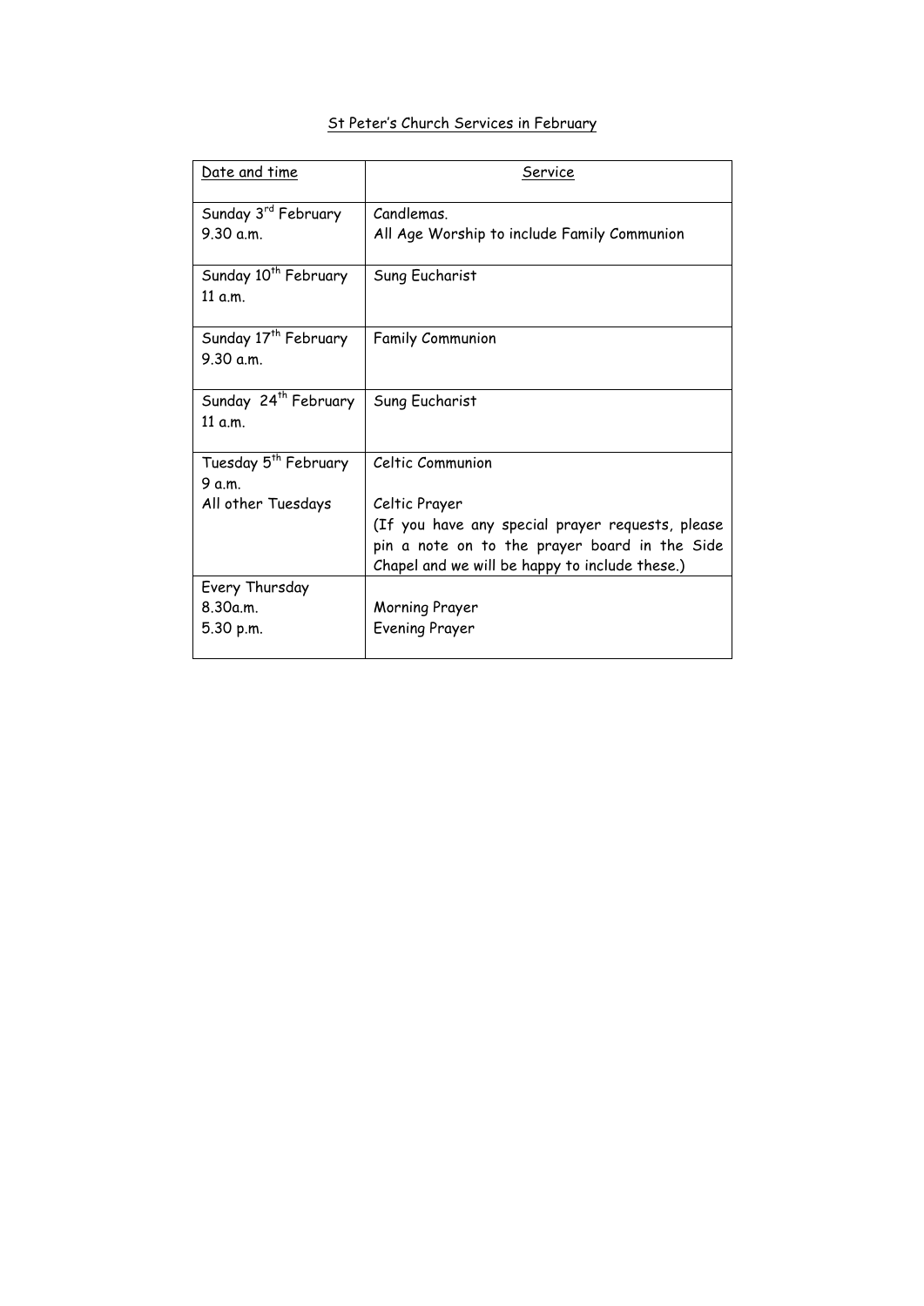St Peter's Church Services in February

| Date and time | Service |
|---|---|
| Sunday 3rd February 9.30 a.m. | Candlemas. All Age Worship to include Family Communion |
| Sunday 10th February 11 a.m. | Sung Eucharist |
| Sunday 17th February 9.30 a.m. | Family Communion |
| Sunday 24th February 11 a.m. | Sung Eucharist |
| Tuesday 5th February 9 a.m. | Celtic Communion |
| All other Tuesdays | Celtic Prayer (If you have any special prayer requests, please pin a note on to the prayer board in the Side Chapel and we will be happy to include these.) |
| Every Thursday 8.30a.m. 5.30 p.m. | Morning Prayer Evening Prayer |